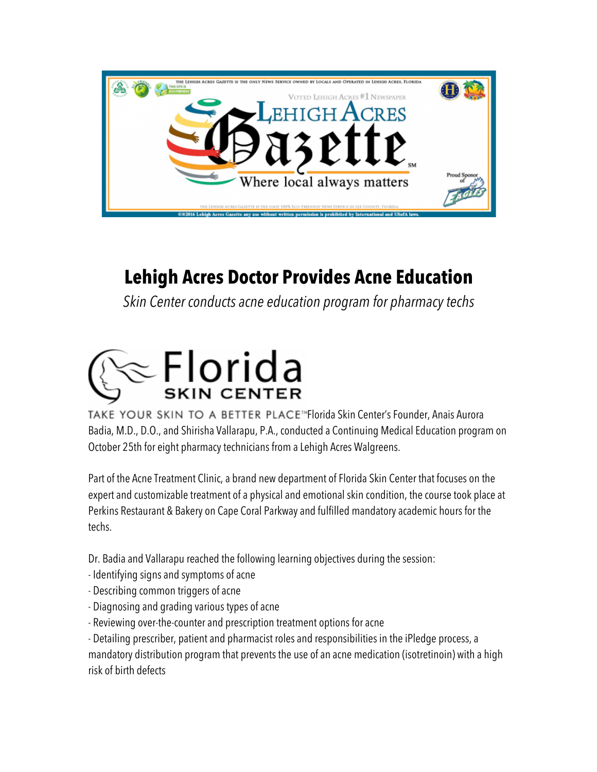# Lehigh Acres Doctor Provides Acne Education

*Skin Center conducts acne education program for pharmacy techs*

Florida Skin Center's Founder, Anais Aurora Badia, M.D., D.O., and Shirisha Vallarapu, P.A., conducted a Continuing Medical Education program on October 25th for eight pharmacy technicians from a Lehigh Acres Walgreens.

Part of the Acne Treatment Clinic, a brand new department of Florida Skin Center that focuses on the expert and customizable treatment of a physical and emotional skin condition, the course took place at Perkins Restaurant & Bakery on Cape Coral Parkway and fulfilled mandatory academic hours for the techs.

Dr. Badia and Vallarapu reached the following learning objectives during the session:

- Identifying signs and symptoms of acne
- Describing common triggers of acne
- Diagnosing and grading various types of acne
- Reviewing over-the-counter and prescription treatment options for acne
- Detailing prescriber, patient and pharmacist roles and responsibilities in the iPledge process, a mandatory distribution program that prevents the use of an acne medication (isotretinoin) with a high risk of birth defects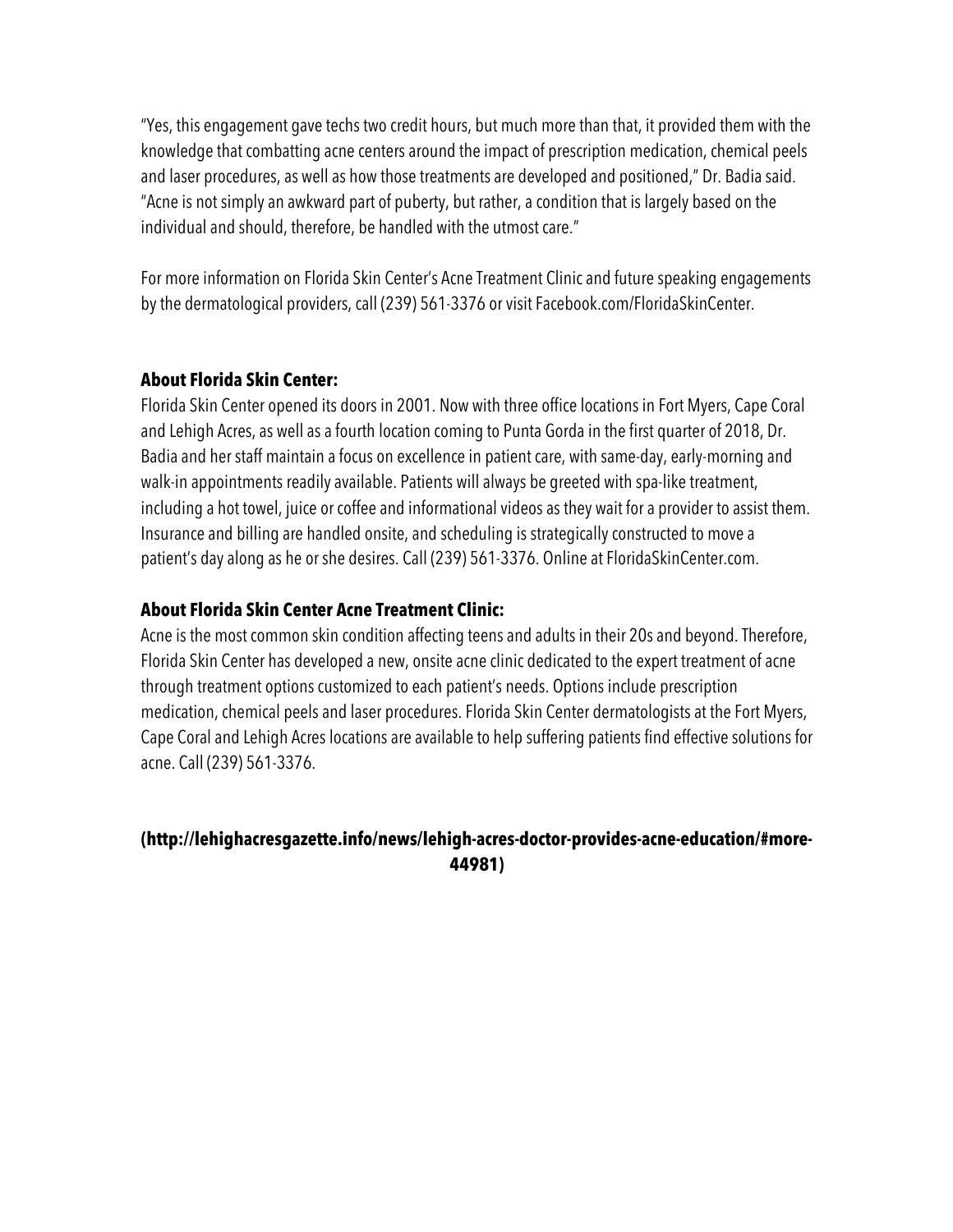"Yes, this engagement gave techs two credit hours, but much more than that, it provided them with the knowledge that combatting acne centers around the impact of prescription medication, chemical peels and laser procedures, as well as how those treatments are developed and positioned," Dr. Badia said. "Acne is not simply an awkward part of puberty, but rather, a condition that is largely based on the individual and should, therefore, be handled with the utmost care."

For more information on Florida Skin Center's Acne Treatment Clinic and future speaking engagements by the dermatological providers, call (239) 561-3376 or visit Facebook.com/FloridaSkinCenter.

**About Florida Skin Center:**

Florida Skin Center opened its doors in 2001. Now with three office locations in Fort Myers, Cape Coral and Lehigh Acres, as well as a fourth location coming to Punta Gorda in the first quarter of 2018, Dr. Badia and her staff maintain a focus on excellence in patient care, with same-day, early-morning and walk-in appointments readily available. Patients will always be greeted with spa-like treatment, including a hot towel, juice or coffee and informational videos as they wait for a provider to assist them. Insurance and billing are handled onsite, and scheduling is strategically constructed to move a patient's day along as he or she desires. Call (239) 561-3376. Online at FloridaSkinCenter.com.

**About Florida Skin Center Acne Treatment Clinic:**

Acne is the most common skin condition affecting teens and adults in their 20s and beyond. Therefore, Florida Skin Center has developed a new, onsite acne clinic dedicated to the expert treatment of acne through treatment options customized to each patient's needs. Options include prescription medication, chemical peels and laser procedures. Florida Skin Center dermatologists at the Fort Myers, Cape Coral and Lehigh Acres locations are available to help suffering patients find effective solutions for acne. Call (239) 561-3376.

**(http://lehighacresgazette.info/news/lehigh-acres-doctor-provides-acne-education/#more-44981)**